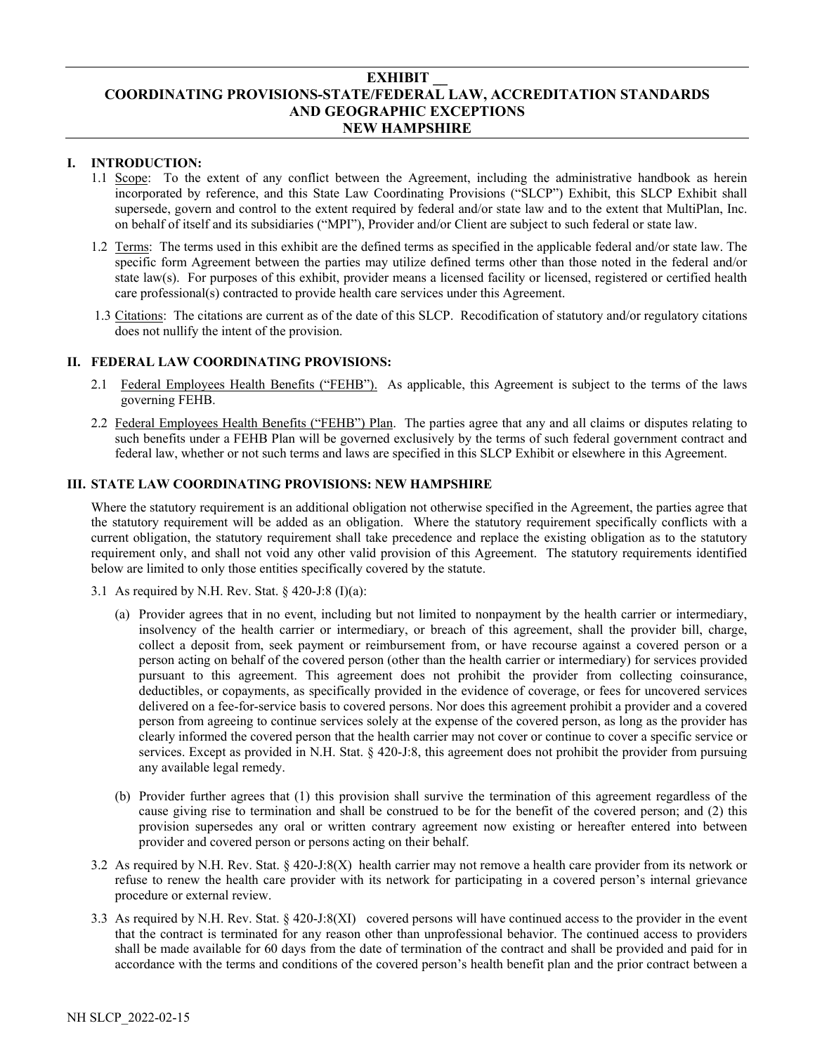# EXHIBIT __
# COORDINATING PROVISIONS-STATE/FEDERAL LAW, ACCREDITATION STANDARDS AND GEOGRAPHIC EXCEPTIONS
# NEW HAMPSHIRE

## I. INTRODUCTION:

1.1 Scope: To the extent of any conflict between the Agreement, including the administrative handbook as herein incorporated by reference, and this State Law Coordinating Provisions ("SLCP") Exhibit, this SLCP Exhibit shall supersede, govern and control to the extent required by federal and/or state law and to the extent that MultiPlan, Inc. on behalf of itself and its subsidiaries ("MPI"), Provider and/or Client are subject to such federal or state law.

1.2 Terms: The terms used in this exhibit are the defined terms as specified in the applicable federal and/or state law. The specific form Agreement between the parties may utilize defined terms other than those noted in the federal and/or state law(s). For purposes of this exhibit, provider means a licensed facility or licensed, registered or certified health care professional(s) contracted to provide health care services under this Agreement.

1.3 Citations: The citations are current as of the date of this SLCP. Recodification of statutory and/or regulatory citations does not nullify the intent of the provision.

## II. FEDERAL LAW COORDINATING PROVISIONS:

2.1 Federal Employees Health Benefits ("FEHB"). As applicable, this Agreement is subject to the terms of the laws governing FEHB.

2.2 Federal Employees Health Benefits ("FEHB") Plan. The parties agree that any and all claims or disputes relating to such benefits under a FEHB Plan will be governed exclusively by the terms of such federal government contract and federal law, whether or not such terms and laws are specified in this SLCP Exhibit or elsewhere in this Agreement.

## III. STATE LAW COORDINATING PROVISIONS: NEW HAMPSHIRE

Where the statutory requirement is an additional obligation not otherwise specified in the Agreement, the parties agree that the statutory requirement will be added as an obligation. Where the statutory requirement specifically conflicts with a current obligation, the statutory requirement shall take precedence and replace the existing obligation as to the statutory requirement only, and shall not void any other valid provision of this Agreement. The statutory requirements identified below are limited to only those entities specifically covered by the statute.

3.1 As required by N.H. Rev. Stat. § 420-J:8 (I)(a):

(a) Provider agrees that in no event, including but not limited to nonpayment by the health carrier or intermediary, insolvency of the health carrier or intermediary, or breach of this agreement, shall the provider bill, charge, collect a deposit from, seek payment or reimbursement from, or have recourse against a covered person or a person acting on behalf of the covered person (other than the health carrier or intermediary) for services provided pursuant to this agreement. This agreement does not prohibit the provider from collecting coinsurance, deductibles, or copayments, as specifically provided in the evidence of coverage, or fees for uncovered services delivered on a fee-for-service basis to covered persons. Nor does this agreement prohibit a provider and a covered person from agreeing to continue services solely at the expense of the covered person, as long as the provider has clearly informed the covered person that the health carrier may not cover or continue to cover a specific service or services. Except as provided in N.H. Stat. § 420-J:8, this agreement does not prohibit the provider from pursuing any available legal remedy.

(b) Provider further agrees that (1) this provision shall survive the termination of this agreement regardless of the cause giving rise to termination and shall be construed to be for the benefit of the covered person; and (2) this provision supersedes any oral or written contrary agreement now existing or hereafter entered into between provider and covered person or persons acting on their behalf.

3.2 As required by N.H. Rev. Stat. § 420-J:8(X) health carrier may not remove a health care provider from its network or refuse to renew the health care provider with its network for participating in a covered person's internal grievance procedure or external review.

3.3 As required by N.H. Rev. Stat. § 420-J:8(XI) covered persons will have continued access to the provider in the event that the contract is terminated for any reason other than unprofessional behavior. The continued access to providers shall be made available for 60 days from the date of termination of the contract and shall be provided and paid for in accordance with the terms and conditions of the covered person's health benefit plan and the prior contract between a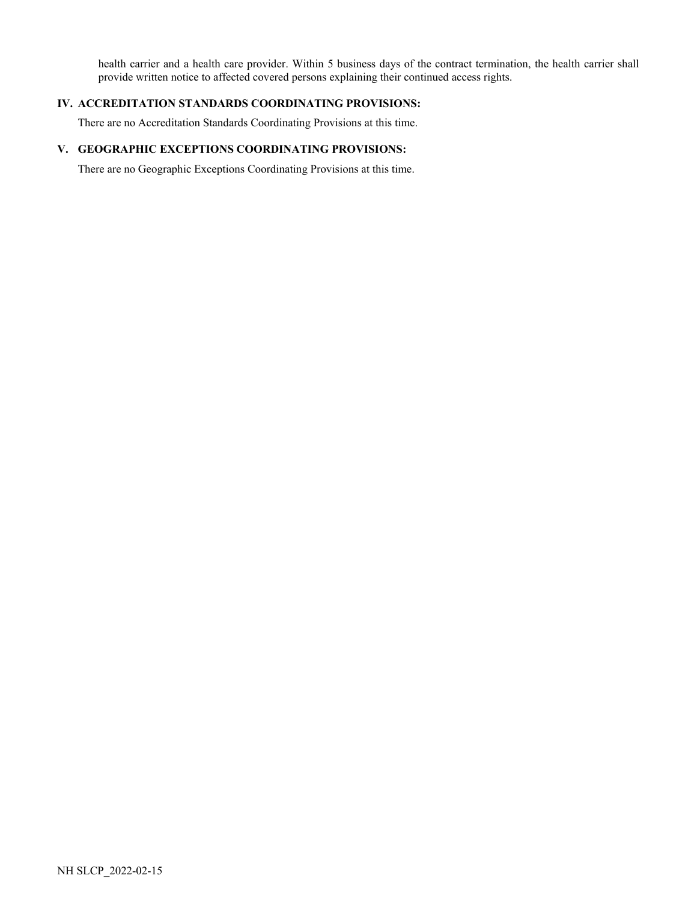health carrier and a health care provider. Within 5 business days of the contract termination, the health carrier shall provide written notice to affected covered persons explaining their continued access rights.

## IV. ACCREDITATION STANDARDS COORDINATING PROVISIONS:

There are no Accreditation Standards Coordinating Provisions at this time.

## V. GEOGRAPHIC EXCEPTIONS COORDINATING PROVISIONS:

There are no Geographic Exceptions Coordinating Provisions at this time.